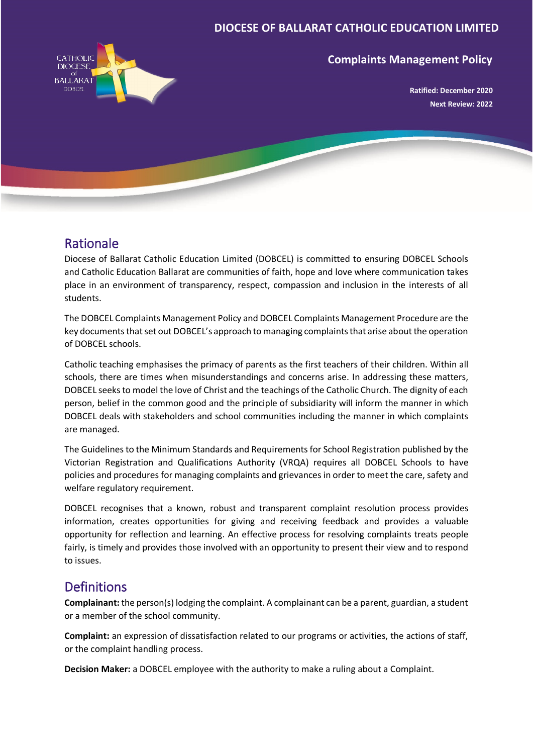# DIOCESE OF BALLARAT CATHOLIC EDUCATION LIMITED

## Complaints Management Policy

**Ratified: December 2020**
**Next Review: 2022**

## Rationale

Diocese of Ballarat Catholic Education Limited (DOBCEL) is committed to ensuring DOBCEL Schools and Catholic Education Ballarat are communities of faith, hope and love where communication takes place in an environment of transparency, respect, compassion and inclusion in the interests of all students.

The DOBCEL Complaints Management Policy and DOBCEL Complaints Management Procedure are the key documents that set out DOBCEL's approach to managing complaints that arise about the operation of DOBCEL schools.

Catholic teaching emphasises the primacy of parents as the first teachers of their children. Within all schools, there are times when misunderstandings and concerns arise. In addressing these matters, DOBCEL seeks to model the love of Christ and the teachings of the Catholic Church. The dignity of each person, belief in the common good and the principle of subsidiarity will inform the manner in which DOBCEL deals with stakeholders and school communities including the manner in which complaints are managed.

The Guidelines to the Minimum Standards and Requirements for School Registration published by the Victorian Registration and Qualifications Authority (VRQA) requires all DOBCEL Schools to have policies and procedures for managing complaints and grievances in order to meet the care, safety and welfare regulatory requirement.

DOBCEL recognises that a known, robust and transparent complaint resolution process provides information, creates opportunities for giving and receiving feedback and provides a valuable opportunity for reflection and learning. An effective process for resolving complaints treats people fairly, is timely and provides those involved with an opportunity to present their view and to respond to issues.

## Definitions

**Complainant:** the person(s) lodging the complaint. A complainant can be a parent, guardian, a student or a member of the school community.

**Complaint:** an expression of dissatisfaction related to our programs or activities, the actions of staff, or the complaint handling process.

**Decision Maker:** a DOBCEL employee with the authority to make a ruling about a Complaint.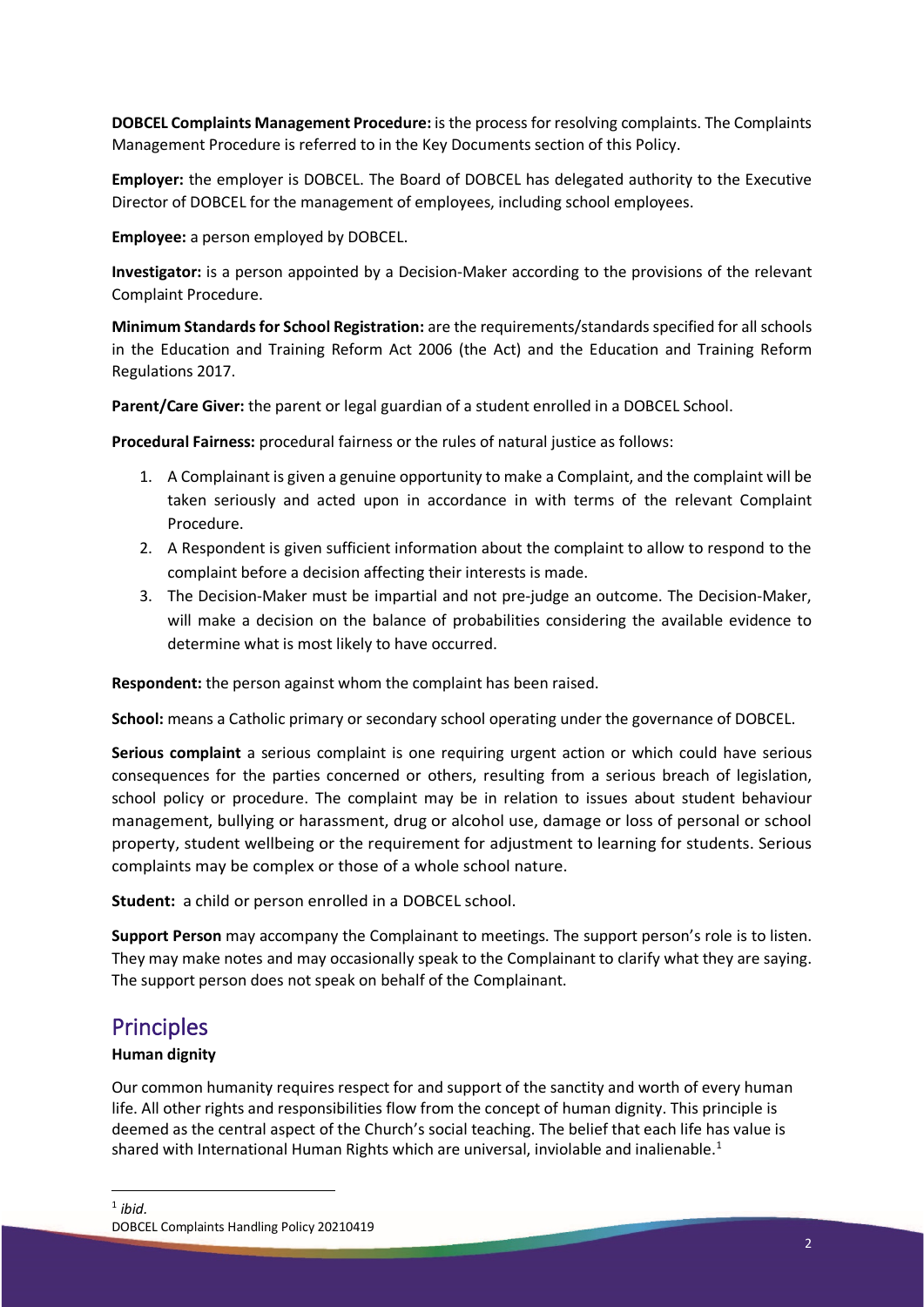**DOBCEL Complaints Management Procedure:** is the process for resolving complaints. The Complaints Management Procedure is referred to in the Key Documents section of this Policy.

**Employer:** the employer is DOBCEL. The Board of DOBCEL has delegated authority to the Executive Director of DOBCEL for the management of employees, including school employees.

**Employee:** a person employed by DOBCEL.

**Investigator:** is a person appointed by a Decision-Maker according to the provisions of the relevant Complaint Procedure.

**Minimum Standards for School Registration:** are the requirements/standards specified for all schools in the Education and Training Reform Act 2006 (the Act) and the Education and Training Reform Regulations 2017.

**Parent/Care Giver:** the parent or legal guardian of a student enrolled in a DOBCEL School.

**Procedural Fairness:** procedural fairness or the rules of natural justice as follows:

1. A Complainant is given a genuine opportunity to make a Complaint, and the complaint will be taken seriously and acted upon in accordance in with terms of the relevant Complaint Procedure.
2. A Respondent is given sufficient information about the complaint to allow to respond to the complaint before a decision affecting their interests is made.
3. The Decision-Maker must be impartial and not pre-judge an outcome. The Decision-Maker, will make a decision on the balance of probabilities considering the available evidence to determine what is most likely to have occurred.

**Respondent:** the person against whom the complaint has been raised.

**School:** means a Catholic primary or secondary school operating under the governance of DOBCEL.

**Serious complaint** a serious complaint is one requiring urgent action or which could have serious consequences for the parties concerned or others, resulting from a serious breach of legislation, school policy or procedure. The complaint may be in relation to issues about student behaviour management, bullying or harassment, drug or alcohol use, damage or loss of personal or school property, student wellbeing or the requirement for adjustment to learning for students. Serious complaints may be complex or those of a whole school nature.

**Student:** a child or person enrolled in a DOBCEL school.

**Support Person** may accompany the Complainant to meetings. The support person's role is to listen. They may make notes and may occasionally speak to the Complainant to clarify what they are saying. The support person does not speak on behalf of the Complainant.

## Principles

**Human dignity**

Our common humanity requires respect for and support of the sanctity and worth of every human life. All other rights and responsibilities flow from the concept of human dignity. This principle is deemed as the central aspect of the Church's social teaching. The belief that each life has value is shared with International Human Rights which are universal, inviolable and inalienable.[1]

[1] *ibid.*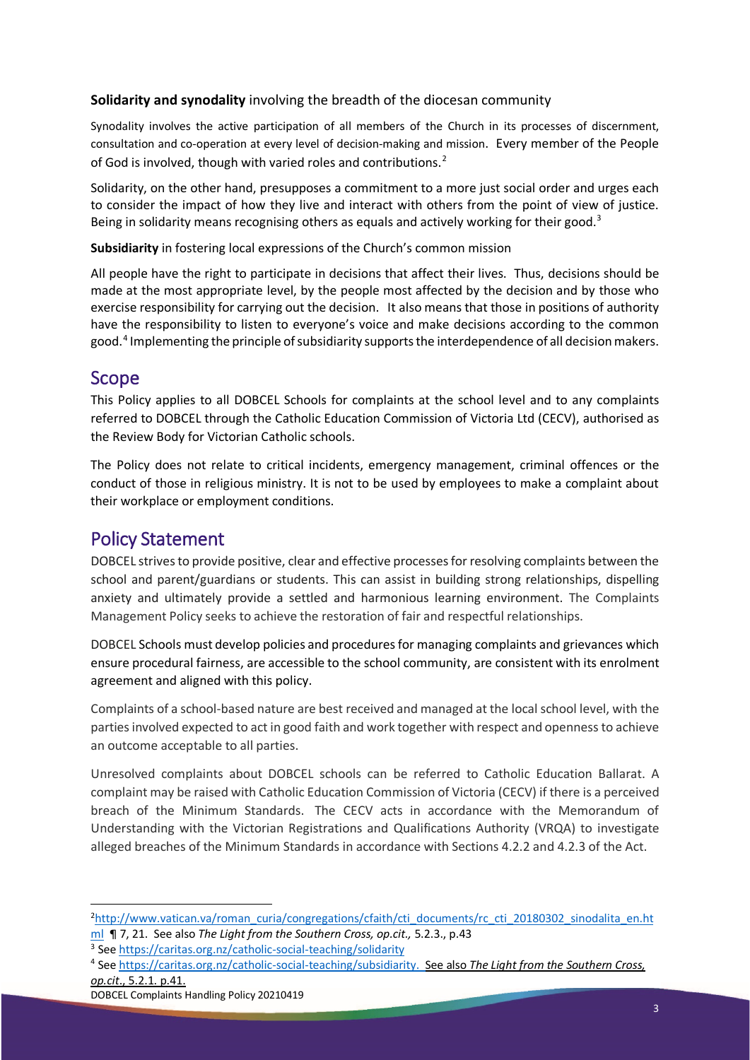**Solidarity and synodality** involving the breadth of the diocesan community

Synodality involves the active participation of all members of the Church in its processes of discernment, consultation and co-operation at every level of decision-making and mission. Every member of the People of God is involved, though with varied roles and contributions.[2]

Solidarity, on the other hand, presupposes a commitment to a more just social order and urges each to consider the impact of how they live and interact with others from the point of view of justice. Being in solidarity means recognising others as equals and actively working for their good.[3]

**Subsidiarity** in fostering local expressions of the Church's common mission

All people have the right to participate in decisions that affect their lives. Thus, decisions should be made at the most appropriate level, by the people most affected by the decision and by those who exercise responsibility for carrying out the decision. It also means that those in positions of authority have the responsibility to listen to everyone's voice and make decisions according to the common good.[4] Implementing the principle of subsidiarity supports the interdependence of all decision makers.

## Scope

This Policy applies to all DOBCEL Schools for complaints at the school level and to any complaints referred to DOBCEL through the Catholic Education Commission of Victoria Ltd (CECV), authorised as the Review Body for Victorian Catholic schools.

The Policy does not relate to critical incidents, emergency management, criminal offences or the conduct of those in religious ministry. It is not to be used by employees to make a complaint about their workplace or employment conditions.

## Policy Statement

DOBCEL strives to provide positive, clear and effective processes for resolving complaints between the school and parent/guardians or students. This can assist in building strong relationships, dispelling anxiety and ultimately provide a settled and harmonious learning environment. The Complaints Management Policy seeks to achieve the restoration of fair and respectful relationships.

DOBCEL Schools must develop policies and procedures for managing complaints and grievances which ensure procedural fairness, are accessible to the school community, are consistent with its enrolment agreement and aligned with this policy.

Complaints of a school-based nature are best received and managed at the local school level, with the parties involved expected to act in good faith and work together with respect and openness to achieve an outcome acceptable to all parties.

Unresolved complaints about DOBCEL schools can be referred to Catholic Education Ballarat. A complaint may be raised with Catholic Education Commission of Victoria (CECV) if there is a perceived breach of the Minimum Standards. The CECV acts in accordance with the Memorandum of Understanding with the Victorian Registrations and Qualifications Authority (VRQA) to investigate alleged breaches of the Minimum Standards in accordance with Sections 4.2.2 and 4.2.3 of the Act.

---

[2] http://www.vatican.va/roman_curia/congregations/cfaith/cti_documents/rc_cti_20180302_sinodalita_en.html ¶ 7, 21. See also *The Light from the Southern Cross, op.cit.,* 5.2.3., p.43

[3] See https://caritas.org.nz/catholic-social-teaching/solidarity

[4] See https://caritas.org.nz/catholic-social-teaching/subsidiarity. See also *The Light from the Southern Cross, op.cit.*, 5.2.1. p.41.

DOBCEL Complaints Handling Policy 20210419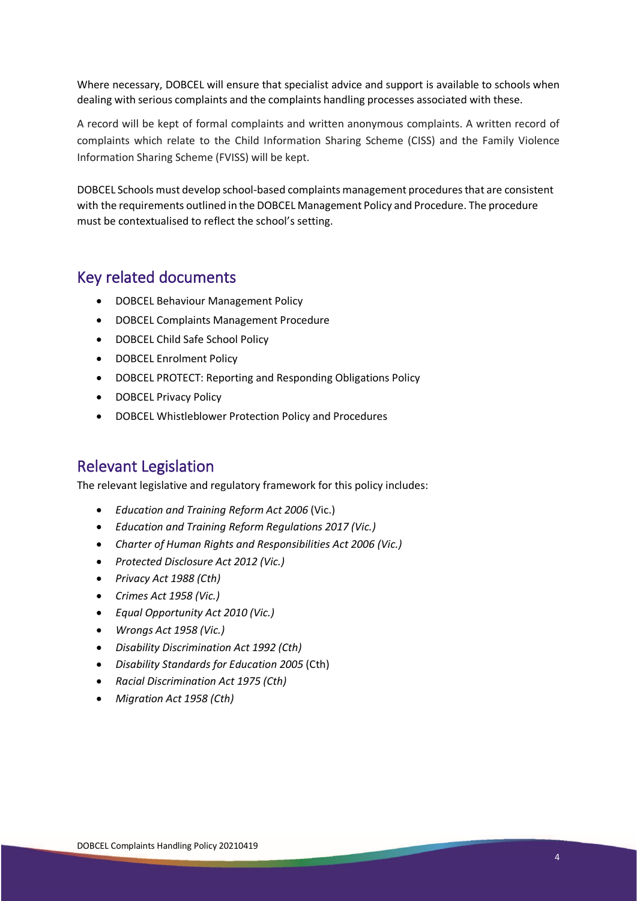Where necessary, DOBCEL will ensure that specialist advice and support is available to schools when dealing with serious complaints and the complaints handling processes associated with these.

A record will be kept of formal complaints and written anonymous complaints. A written record of complaints which relate to the Child Information Sharing Scheme (CISS) and the Family Violence Information Sharing Scheme (FVISS) will be kept.

DOBCEL Schools must develop school-based complaints management procedures that are consistent with the requirements outlined in the DOBCEL Management Policy and Procedure. The procedure must be contextualised to reflect the school's setting.

## Key related documents

- DOBCEL Behaviour Management Policy
- DOBCEL Complaints Management Procedure
- DOBCEL Child Safe School Policy
- DOBCEL Enrolment Policy
- DOBCEL PROTECT: Reporting and Responding Obligations Policy
- DOBCEL Privacy Policy
- DOBCEL Whistleblower Protection Policy and Procedures

## Relevant Legislation

The relevant legislative and regulatory framework for this policy includes:

- *Education and Training Reform Act 2006* (Vic.)
- *Education and Training Reform Regulations 2017 (Vic.)*
- *Charter of Human Rights and Responsibilities Act 2006 (Vic.)*
- *Protected Disclosure Act 2012 (Vic.)*
- *Privacy Act 1988 (Cth)*
- *Crimes Act 1958 (Vic.)*
- *Equal Opportunity Act 2010 (Vic.)*
- *Wrongs Act 1958 (Vic.)*
- *Disability Discrimination Act 1992 (Cth)*
- *Disability Standards for Education 2005* (Cth)
- *Racial Discrimination Act 1975 (Cth)*
- *Migration Act 1958 (Cth)*